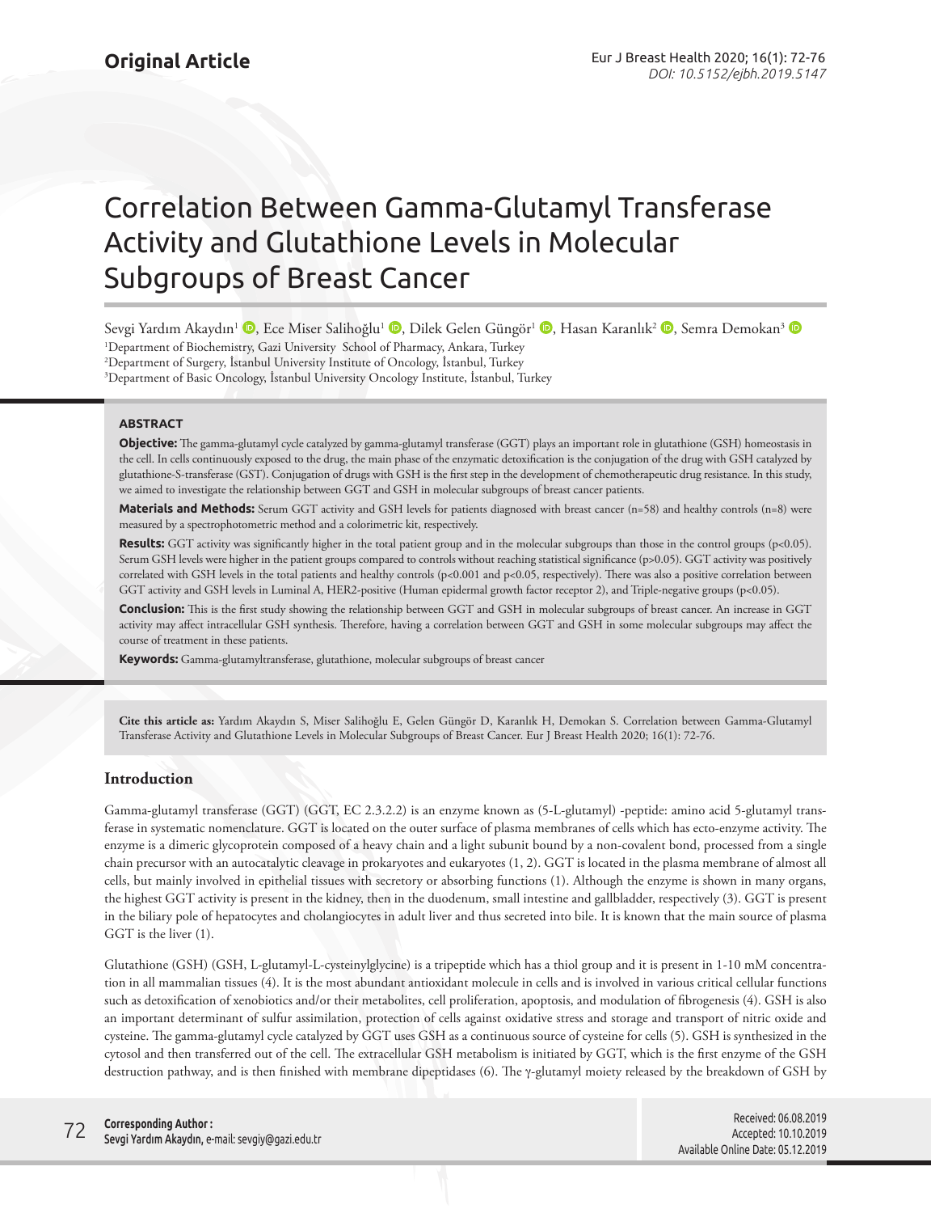Original Article

# Correlation Between Gamma-Glutamyl Transferase Activity and Glutathione Levels in Molecular Subgroups of Breast Cancer

Sevgi Yardım Akaydın[1], Ece Miser Salihoğlu[1], Dilek Gelen Güngör[1], Hasan Karanlık[2], Semra Demokan[3]

[1]Department of Biochemistry, Gazi University School of Pharmacy, Ankara, Turkey
[2]Department of Surgery, İstanbul University Institute of Oncology, İstanbul, Turkey
[3]Department of Basic Oncology, İstanbul University Oncology Institute, İstanbul, Turkey

## ABSTRACT

**Objective:** The gamma-glutamyl cycle catalyzed by gamma-glutamyl transferase (GGT) plays an important role in glutathione (GSH) homeostasis in the cell. In cells continuously exposed to the drug, the main phase of the enzymatic detoxification is the conjugation of the drug with GSH catalyzed by glutathione-S-transferase (GST). Conjugation of drugs with GSH is the first step in the development of chemotherapeutic drug resistance. In this study, we aimed to investigate the relationship between GGT and GSH in molecular subgroups of breast cancer patients.

**Materials and Methods:** Serum GGT activity and GSH levels for patients diagnosed with breast cancer (n=58) and healthy controls (n=8) were measured by a spectrophotometric method and a colorimetric kit, respectively.

**Results:** GGT activity was significantly higher in the total patient group and in the molecular subgroups than those in the control groups ($p<0.05$). Serum GSH levels were higher in the patient groups compared to controls without reaching statistical significance ($p>0.05$). GGT activity was positively correlated with GSH levels in the total patients and healthy controls ($p<0.001$ and $p<0.05$, respectively). There was also a positive correlation between GGT activity and GSH levels in Luminal A, HER2-positive (Human epidermal growth factor receptor 2), and Triple-negative groups ($p<0.05$).

**Conclusion:** This is the first study showing the relationship between GGT and GSH in molecular subgroups of breast cancer. An increase in GGT activity may affect intracellular GSH synthesis. Therefore, having a correlation between GGT and GSH in some molecular subgroups may affect the course of treatment in these patients.

**Keywords:** Gamma-glutamyltransferase, glutathione, molecular subgroups of breast cancer

**Cite this article as:** Yardım Akaydın S, Miser Salihoğlu E, Gelen Güngör D, Karanlık H, Demokan S. Correlation between Gamma-Glutamyl Transferase Activity and Glutathione Levels in Molecular Subgroups of Breast Cancer. Eur J Breast Health 2020; 16(1): 72-76.

## Introduction

Gamma-glutamyl transferase (GGT) (GGT, EC 2.3.2.2) is an enzyme known as (5-L-glutamyl) -peptide: amino acid 5-glutamyl transferase in systematic nomenclature. GGT is located on the outer surface of plasma membranes of cells which has ecto-enzyme activity. The enzyme is a dimeric glycoprotein composed of a heavy chain and a light subunit bound by a non-covalent bond, processed from a single chain precursor with an autocatalytic cleavage in prokaryotes and eukaryotes (1, 2). GGT is located in the plasma membrane of almost all cells, but mainly involved in epithelial tissues with secretory or absorbing functions (1). Although the enzyme is shown in many organs, the highest GGT activity is present in the kidney, then in the duodenum, small intestine and gallbladder, respectively (3). GGT is present in the biliary pole of hepatocytes and cholangiocytes in adult liver and thus secreted into bile. It is known that the main source of plasma GGT is the liver (1).

Glutathione (GSH) (GSH, L-glutamyl-L-cysteinylglycine) is a tripeptide which has a thiol group and it is present in 1-10 mM concentration in all mammalian tissues (4). It is the most abundant antioxidant molecule in cells and is involved in various critical cellular functions such as detoxification of xenobiotics and/or their metabolites, cell proliferation, apoptosis, and modulation of fibrogenesis (4). GSH is also an important determinant of sulfur assimilation, protection of cells against oxidative stress and storage and transport of nitric oxide and cysteine. The gamma-glutamyl cycle catalyzed by GGT uses GSH as a continuous source of cysteine for cells (5). GSH is synthesized in the cytosol and then transferred out of the cell. The extracellular GSH metabolism is initiated by GGT, which is the first enzyme of the GSH destruction pathway, and is then finished with membrane dipeptidases (6). The γ-glutamyl moiety released by the breakdown of GSH by

**Corresponding Author :**
**Sevgi Yardım Akaydın,** e-mail: sevgiy@gazi.edu.tr

Received: 06.08.2019
Accepted: 10.10.2019
Available Online Date: 05.12.2019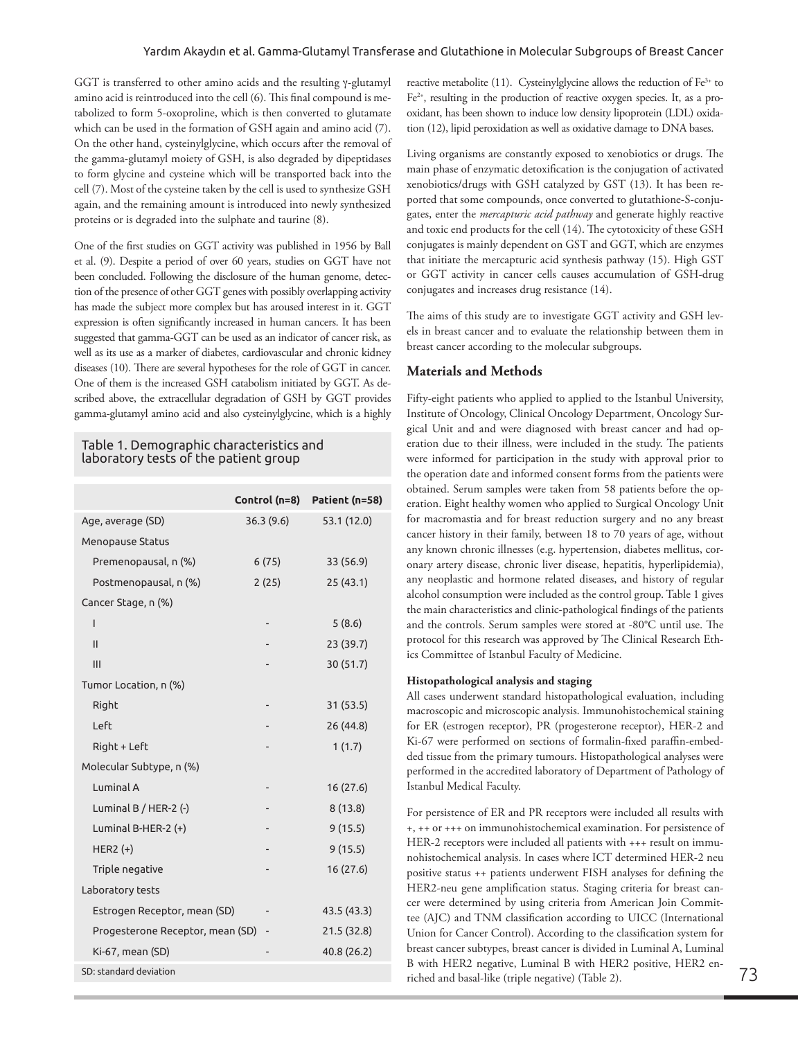GGT is transferred to other amino acids and the resulting γ-glutamyl amino acid is reintroduced into the cell (6). This final compound is metabolized to form 5-oxoproline, which is then converted to glutamate which can be used in the formation of GSH again and amino acid (7). On the other hand, cysteinylglycine, which occurs after the removal of the gamma-glutamyl moiety of GSH, is also degraded by dipeptidases to form glycine and cysteine which will be transported back into the cell (7). Most of the cysteine taken by the cell is used to synthesize GSH again, and the remaining amount is introduced into newly synthesized proteins or is degraded into the sulphate and taurine (8).

One of the first studies on GGT activity was published in 1956 by Ball et al. (9). Despite a period of over 60 years, studies on GGT have not been concluded. Following the disclosure of the human genome, detection of the presence of other GGT genes with possibly overlapping activity has made the subject more complex but has aroused interest in it. GGT expression is often significantly increased in human cancers. It has been suggested that gamma-GGT can be used as an indicator of cancer risk, as well as its use as a marker of diabetes, cardiovascular and chronic kidney diseases (10). There are several hypotheses for the role of GGT in cancer. One of them is the increased GSH catabolism initiated by GGT. As described above, the extracellular degradation of GSH by GGT provides gamma-glutamyl amino acid and also cysteinylglycine, which is a highly reactive metabolite (11). Cysteinylglycine allows the reduction of $Fe^{3+}$ to $Fe^{2+}$, resulting in the production of reactive oxygen species. It, as a prooxidant, has been shown to induce low density lipoprotein (LDL) oxidation (12), lipid peroxidation as well as oxidative damage to DNA bases.

Living organisms are constantly exposed to xenobiotics or drugs. The main phase of enzymatic detoxification is the conjugation of activated xenobiotics/drugs with GSH catalyzed by GST (13). It has been reported that some compounds, once converted to glutathione-S-conjugates, enter the *mercapturic acid pathway* and generate highly reactive and toxic end products for the cell (14). The cytotoxicity of these GSH conjugates is mainly dependent on GST and GGT, which are enzymes that initiate the mercapturic acid synthesis pathway (15). High GST or GGT activity in cancer cells causes accumulation of GSH-drug conjugates and increases drug resistance (14).

The aims of this study are to investigate GGT activity and GSH levels in breast cancer and to evaluate the relationship between them in breast cancer according to the molecular subgroups.

Table 1. Demographic characteristics and laboratory tests of the patient group

| | Control (n=8) | Patient (n=58) |
|---|---|---|
| Age, average (SD) | 36.3 (9.6) | 53.1 (12.0) |
| Menopause Status | | |
| Premenopausal, n (%) | 6 (75) | 33 (56.9) |
| Postmenopausal, n (%) | 2 (25) | 25 (43.1) |
| Cancer Stage, n (%) | | |
| I | - | 5 (8.6) |
| II | - | 23 (39.7) |
| III | - | 30 (51.7) |
| Tumor Location, n (%) | | |
| Right | - | 31 (53.5) |
| Left | - | 26 (44.8) |
| Right + Left | - | 1 (1.7) |
| Molecular Subtype, n (%) | | |
| Luminal A | - | 16 (27.6) |
| Luminal B / HER-2 (-) | - | 8 (13.8) |
| Luminal B-HER-2 (+) | - | 9 (15.5) |
| HER2 (+) | - | 9 (15.5) |
| Triple negative | - | 16 (27.6) |
| Laboratory tests | | |
| Estrogen Receptor, mean (SD) | - | 43.5 (43.3) |
| Progesterone Receptor, mean (SD) | - | 21.5 (32.8) |
| Ki-67, mean (SD) | - | 40.8 (26.2) |

SD: standard deviation

## Materials and Methods

Fifty-eight patients who applied to applied to the Istanbul University, Institute of Oncology, Clinical Oncology Department, Oncology Surgical Unit and and were diagnosed with breast cancer and had operation due to their illness, were included in the study. The patients were informed for participation in the study with approval prior to the operation date and informed consent forms from the patients were obtained. Serum samples were taken from 58 patients before the operation. Eight healthy women who applied to Surgical Oncology Unit for macromastia and for breast reduction surgery and no any breast cancer history in their family, between 18 to 70 years of age, without any known chronic illnesses (e.g. hypertension, diabetes mellitus, coronary artery disease, chronic liver disease, hepatitis, hyperlipidemia), any neoplastic and hormone related diseases, and history of regular alcohol consumption were included as the control group. Table 1 gives the main characteristics and clinic-pathological findings of the patients and the controls. Serum samples were stored at -80°C until use. The protocol for this research was approved by The Clinical Research Ethics Committee of Istanbul Faculty of Medicine.

### Histopathological analysis and staging

All cases underwent standard histopathological evaluation, including macroscopic and microscopic analysis. Immunohistochemical staining for ER (estrogen receptor), PR (progesterone receptor), HER-2 and Ki-67 were performed on sections of formalin-fixed paraffin-embedded tissue from the primary tumours. Histopathological analyses were performed in the accredited laboratory of Department of Pathology of Istanbul Medical Faculty.

For persistence of ER and PR receptors were included all results with +, ++ or +++ on immunohistochemical examination. For persistence of HER-2 receptors were included all patients with +++ result on immunohistochemical analysis. In cases where ICT determined HER-2 neu positive status ++ patients underwent FISH analyses for defining the HER2-neu gene amplification status. Staging criteria for breast cancer were determined by using criteria from American Join Committee (AJC) and TNM classification according to UICC (International Union for Cancer Control). According to the classification system for breast cancer subtypes, breast cancer is divided in Luminal A, Luminal B with HER2 negative, Luminal B with HER2 positive, HER2 enriched and basal-like (triple negative) (Table 2).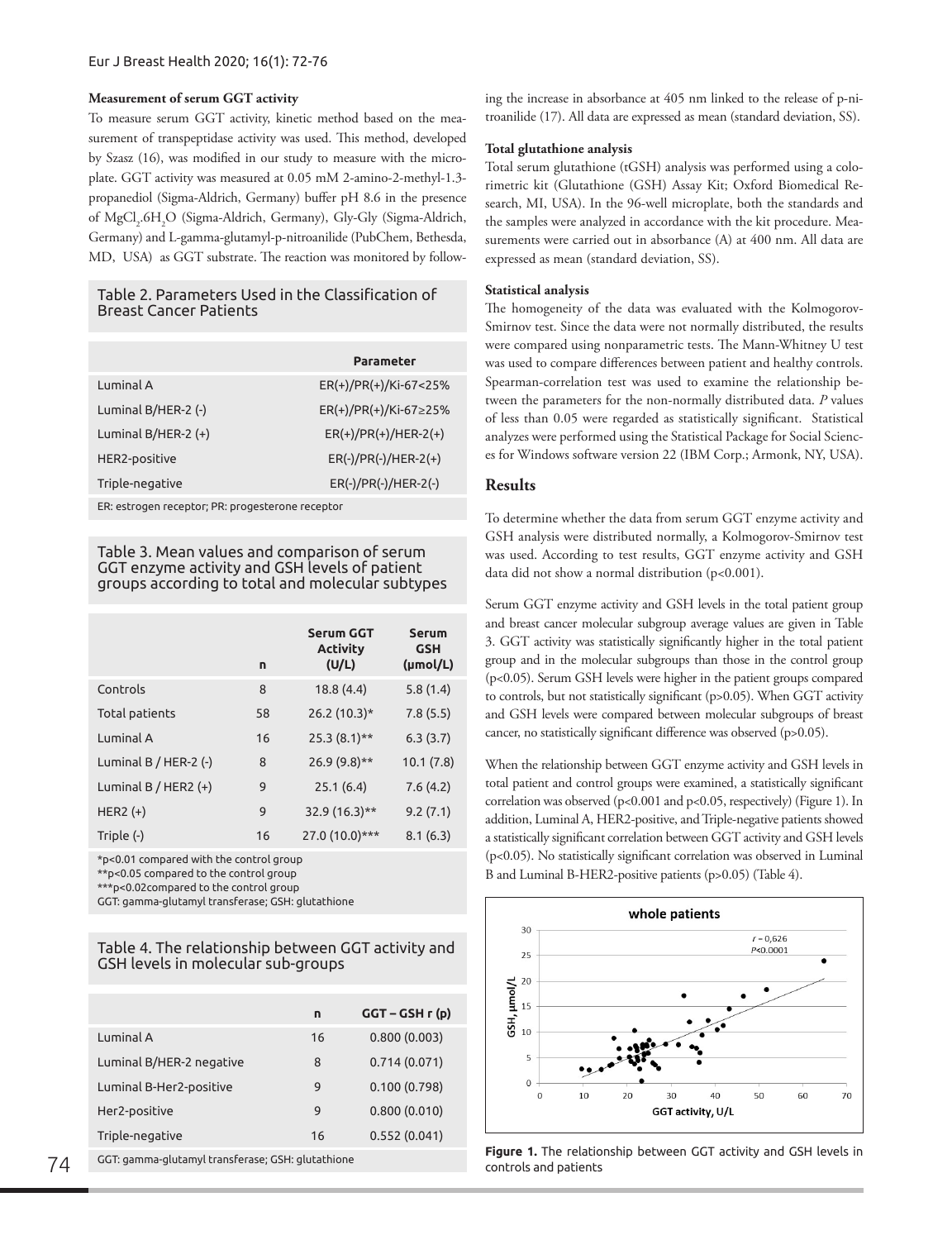### Measurement of serum GGT activity

To measure serum GGT activity, kinetic method based on the measurement of transpeptidase activity was used. This method, developed by Szasz (16), was modified in our study to measure with the microplate. GGT activity was measured at 0.05 mM 2-amino-2-methyl-1.3-propanediol (Sigma-Aldrich, Germany) buffer pH 8.6 in the presence of $MgCl_2.6H_2O$ (Sigma-Aldrich, Germany), Gly-Gly (Sigma-Aldrich, Germany) and L-gamma-glutamyl-p-nitroanilide (PubChem, Bethesda, MD, USA) as GGT substrate. The reaction was monitored by following the increase in absorbance at 405 nm linked to the release of p-nitroanilide (17). All data are expressed as mean (standard deviation, SS).

Table 2. Parameters Used in the Classification of Breast Cancer Patients

| | Parameter |
|---|---|
| Luminal A | ER(+)/PR(+)/Ki-67<25% |
| Luminal B/HER-2 (-) | ER(+)/PR(+)/Ki-67≥25% |
| Luminal B/HER-2 (+) | ER(+)/PR(+)/HER-2(+) |
| HER2-positive | ER(-)/PR(-)/HER-2(+) |
| Triple-negative | ER(-)/PR(-)/HER-2(-) |

ER: estrogen receptor; PR: progesterone receptor

Table 3. Mean values and comparison of serum GGT enzyme activity and GSH levels of patient groups according to total and molecular subtypes

| | n | Serum GGT Activity (U/L) | Serum GSH (µmol/L) |
|---|---|---|---|
| Controls | 8 | 18.8 (4.4) | 5.8 (1.4) |
| Total patients | 58 | 26.2 (10.3)* | 7.8 (5.5) |
| Luminal A | 16 | 25.3 (8.1)** | 6.3 (3.7) |
| Luminal B / HER-2 (-) | 8 | 26.9 (9.8)** | 10.1 (7.8) |
| Luminal B / HER2 (+) | 9 | 25.1 (6.4) | 7.6 (4.2) |
| HER2 (+) | 9 | 32.9 (16.3)** | 9.2 (7.1) |
| Triple (-) | 16 | 27.0 (10.0)*** | 8.1 (6.3) |

*p<0.01 compared with the control group
**p<0.05 compared to the control group
***p<0.02compared to the control group
GGT: gamma-glutamyl transferase; GSH: glutathione

Table 4. The relationship between GGT activity and GSH levels in molecular sub-groups

| | n | GGT – GSH r (p) |
|---|---|---|
| Luminal A | 16 | 0.800 (0.003) |
| Luminal B/HER-2 negative | 8 | 0.714 (0.071) |
| Luminal B-Her2-positive | 9 | 0.100 (0.798) |
| Her2-positive | 9 | 0.800 (0.010) |
| Triple-negative | 16 | 0.552 (0.041) |

GGT: gamma-glutamyl transferase; GSH: glutathione

### Total glutathione analysis

Total serum glutathione (tGSH) analysis was performed using a colorimetric kit (Glutathione (GSH) Assay Kit; Oxford Biomedical Research, MI, USA). In the 96-well microplate, both the standards and the samples were analyzed in accordance with the kit procedure. Measurements were carried out in absorbance (A) at 400 nm. All data are expressed as mean (standard deviation, SS).

### Statistical analysis

The homogeneity of the data was evaluated with the Kolmogorov-Smirnov test. Since the data were not normally distributed, the results were compared using nonparametric tests. The Mann-Whitney U test was used to compare differences between patient and healthy controls. Spearman-correlation test was used to examine the relationship between the parameters for the non-normally distributed data. *P* values of less than 0.05 were regarded as statistically significant. Statistical analyzes were performed using the Statistical Package for Social Sciences for Windows software version 22 (IBM Corp.; Armonk, NY, USA).

## Results

To determine whether the data from serum GGT enzyme activity and GSH analysis were distributed normally, a Kolmogorov-Smirnov test was used. According to test results, GGT enzyme activity and GSH data did not show a normal distribution (p<0.001).

Serum GGT enzyme activity and GSH levels in the total patient group and breast cancer molecular subgroup average values are given in Table 3. GGT activity was statistically significantly higher in the total patient group and in the molecular subgroups than those in the control group (p<0.05). Serum GSH levels were higher in the patient groups compared to controls, but not statistically significant (p>0.05). When GGT activity and GSH levels were compared between molecular subgroups of breast cancer, no statistically significant difference was observed (p>0.05).

When the relationship between GGT enzyme activity and GSH levels in total patient and control groups were examined, a statistically significant correlation was observed (p<0.001 and p<0.05, respectively) (Figure 1). In addition, Luminal A, HER2-positive, and Triple-negative patients showed a statistically significant correlation between GGT activity and GSH levels (p<0.05). No statistically significant correlation was observed in Luminal B and Luminal B-HER2-positive patients (p>0.05) (Table 4).

**Figure 1.** The relationship between GGT activity and GSH levels in controls and patients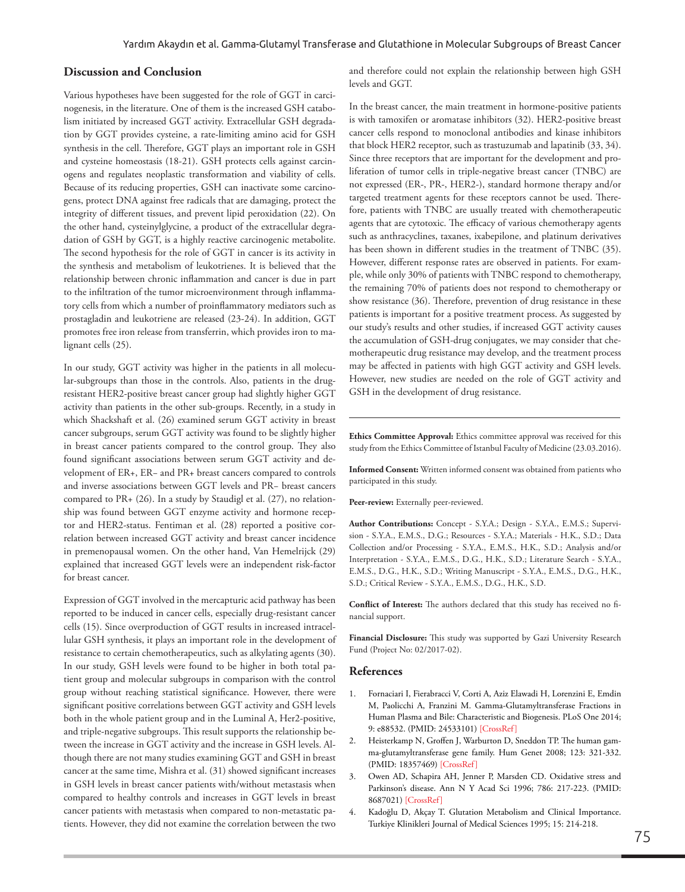## Discussion and Conclusion

Various hypotheses have been suggested for the role of GGT in carcinogenesis, in the literature. One of them is the increased GSH catabolism initiated by increased GGT activity. Extracellular GSH degradation by GGT provides cysteine, a rate-limiting amino acid for GSH synthesis in the cell. Therefore, GGT plays an important role in GSH and cysteine homeostasis (18-21). GSH protects cells against carcinogens and regulates neoplastic transformation and viability of cells. Because of its reducing properties, GSH can inactivate some carcinogens, protect DNA against free radicals that are damaging, protect the integrity of different tissues, and prevent lipid peroxidation (22). On the other hand, cysteinylglycine, a product of the extracellular degradation of GSH by GGT, is a highly reactive carcinogenic metabolite. The second hypothesis for the role of GGT in cancer is its activity in the synthesis and metabolism of leukotrienes. It is believed that the relationship between chronic inflammation and cancer is due in part to the infiltration of the tumor microenvironment through inflammatory cells from which a number of proinflammatory mediators such as prostagladin and leukotriene are released (23-24). In addition, GGT promotes free iron release from transferrin, which provides iron to malignant cells (25).

In our study, GGT activity was higher in the patients in all molecular-subgroups than those in the controls. Also, patients in the drug-resistant HER2-positive breast cancer group had slightly higher GGT activity than patients in the other sub-groups. Recently, in a study in which Shackshaft et al. (26) examined serum GGT activity in breast cancer subgroups, serum GGT activity was found to be slightly higher in breast cancer patients compared to the control group. They also found significant associations between serum GGT activity and development of ER+, ER− and PR+ breast cancers compared to controls and inverse associations between GGT levels and PR− breast cancers compared to PR+ (26). In a study by Staudigl et al. (27), no relationship was found between GGT enzyme activity and hormone receptor and HER2-status. Fentiman et al. (28) reported a positive correlation between increased GGT activity and breast cancer incidence in premenopausal women. On the other hand, Van Hemelrijck (29) explained that increased GGT levels were an independent risk-factor for breast cancer.

Expression of GGT involved in the mercapturic acid pathway has been reported to be induced in cancer cells, especially drug-resistant cancer cells (15). Since overproduction of GGT results in increased intracellular GSH synthesis, it plays an important role in the development of resistance to certain chemotherapeutics, such as alkylating agents (30). In our study, GSH levels were found to be higher in both total patient group and molecular subgroups in comparison with the control group without reaching statistical significance. However, there were significant positive correlations between GGT activity and GSH levels both in the whole patient group and in the Luminal A, Her2-positive, and triple-negative subgroups. This result supports the relationship between the increase in GGT activity and the increase in GSH levels. Although there are not many studies examining GGT and GSH in breast cancer at the same time, Mishra et al. (31) showed significant increases in GSH levels in breast cancer patients with/without metastasis when compared to healthy controls and increases in GGT levels in breast cancer patients with metastasis when compared to non-metastatic patients. However, they did not examine the correlation between the two and therefore could not explain the relationship between high GSH levels and GGT.

In the breast cancer, the main treatment in hormone-positive patients is with tamoxifen or aromatase inhibitors (32). HER2-positive breast cancer cells respond to monoclonal antibodies and kinase inhibitors that block HER2 receptor, such as trastuzumab and lapatinib (33, 34). Since three receptors that are important for the development and proliferation of tumor cells in triple-negative breast cancer (TNBC) are not expressed (ER-, PR-, HER2-), standard hormone therapy and/or targeted treatment agents for these receptors cannot be used. Therefore, patients with TNBC are usually treated with chemotherapeutic agents that are cytotoxic. The efficacy of various chemotherapy agents such as anthracyclines, taxanes, ixabepilone, and platinum derivatives has been shown in different studies in the treatment of TNBC (35). However, different response rates are observed in patients. For example, while only 30% of patients with TNBC respond to chemotherapy, the remaining 70% of patients does not respond to chemotherapy or show resistance (36). Therefore, prevention of drug resistance in these patients is important for a positive treatment process. As suggested by our study's results and other studies, if increased GGT activity causes the accumulation of GSH-drug conjugates, we may consider that chemotherapeutic drug resistance may develop, and the treatment process may be affected in patients with high GGT activity and GSH levels. However, new studies are needed on the role of GGT activity and GSH in the development of drug resistance.

---

**Ethics Committee Approval:** Ethics committee approval was received for this study from the Ethics Committee of Istanbul Faculty of Medicine (23.03.2016).

**Informed Consent:** Written informed consent was obtained from patients who participated in this study.

**Peer-review:** Externally peer-reviewed.

**Author Contributions:** Concept - S.Y.A.; Design - S.Y.A., E.M.S.; Supervision - S.Y.A., E.M.S., D.G.; Resources - S.Y.A.; Materials - H.K., S.D.; Data Collection and/or Processing - S.Y.A., E.M.S., H.K., S.D.; Analysis and/or Interpretation - S.Y.A., E.M.S., D.G., H.K., S.D.; Literature Search - S.Y.A., E.M.S., D.G., H.K., S.D.; Writing Manuscript - S.Y.A., E.M.S., D.G., H.K., S.D.; Critical Review - S.Y.A., E.M.S., D.G., H.K., S.D.

**Conflict of Interest:** The authors declared that this study has received no financial support.

**Financial Disclosure:** This study was supported by Gazi University Research Fund (Project No: 02/2017-02).

## References

1. Fornaciari I, Fierabracci V, Corti A, Aziz Elawadi H, Lorenzini E, Emdin M, Paolicchi A, Franzini M. Gamma-Glutamyltransferase Fractions in Human Plasma and Bile: Characteristic and Biogenesis. PLoS One 2014; 9: e88532. (PMID: 24533101) [CrossRef]
2. Heisterkamp N, Groffen J, Warburton D, Sneddon TP. The human gamma-glutamyltransferase gene family. Hum Genet 2008; 123: 321-332. (PMID: 18357469) [CrossRef]
3. Owen AD, Schapira AH, Jenner P, Marsden CD. Oxidative stress and Parkinson's disease. Ann N Y Acad Sci 1996; 786: 217-223. (PMID: 8687021) [CrossRef]
4. Kadoğlu D, Akçay T. Glutation Metabolism and Clinical Importance. Turkiye Klinikleri Journal of Medical Sciences 1995; 15: 214-218.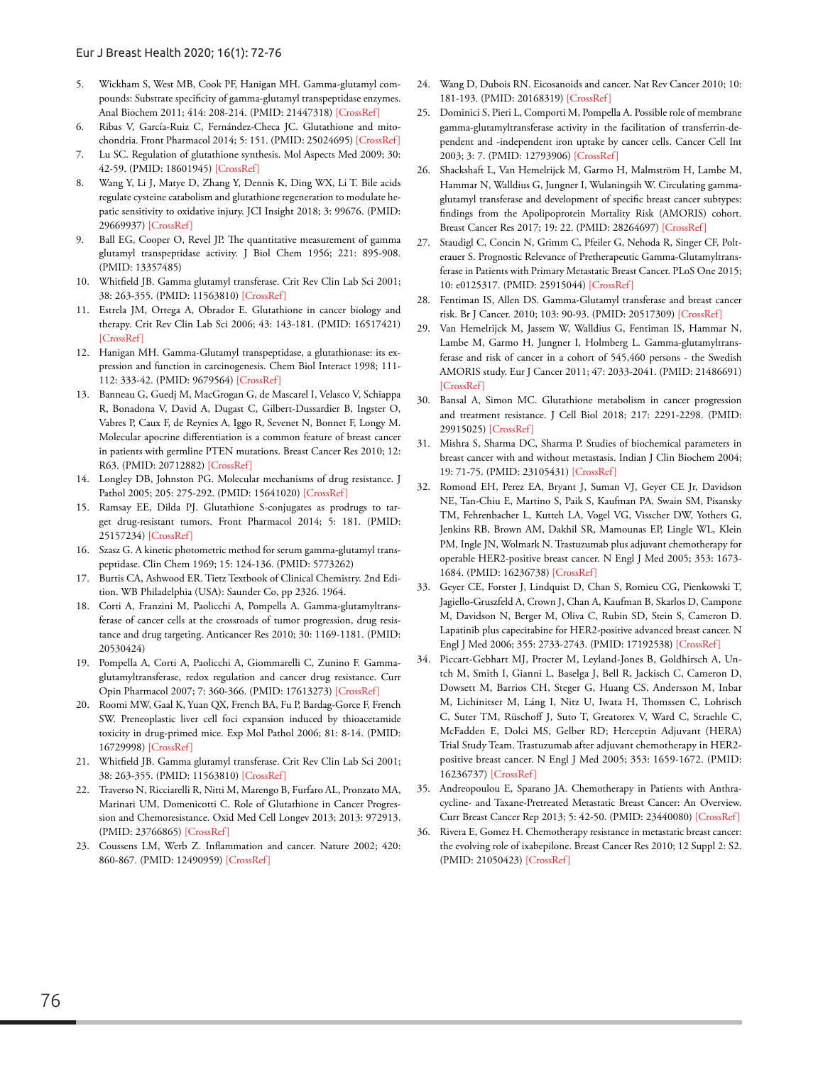5. Wickham S, West MB, Cook PF, Hanigan MH. Gamma-glutamyl compounds: Substrate specificity of gamma-glutamyl transpeptidase enzymes. Anal Biochem 2011; 414: 208-214. (PMID: 21447318) [CrossRef]
6. Ribas V, García-Ruiz C, Fernández-Checa JC. Glutathione and mitochondria. Front Pharmacol 2014; 5: 151. (PMID: 25024695) [CrossRef]
7. Lu SC. Regulation of glutathione synthesis. Mol Aspects Med 2009; 30: 42-59. (PMID: 18601945) [CrossRef]
8. Wang Y, Li J, Matye D, Zhang Y, Dennis K, Ding WX, Li T. Bile acids regulate cysteine catabolism and glutathione regeneration to modulate hepatic sensitivity to oxidative injury. JCI Insight 2018; 3: 99676. (PMID: 29669937) [CrossRef]
9. Ball EG, Cooper O, Revel JP. The quantitative measurement of gamma glutamyl transpeptidase activity. J Biol Chem 1956; 221: 895-908. (PMID: 13357485)
10. Whitfield JB. Gamma glutamyl transferase. Crit Rev Clin Lab Sci 2001; 38: 263-355. (PMID: 11563810) [CrossRef]
11. Estrela JM, Ortega A, Obrador E. Glutathione in cancer biology and therapy. Crit Rev Clin Lab Sci 2006; 43: 143-181. (PMID: 16517421) [CrossRef]
12. Hanigan MH. Gamma-Glutamyl transpeptidase, a glutathionase: its expression and function in carcinogenesis. Chem Biol Interact 1998; 111-112: 333-42. (PMID: 9679564) [CrossRef]
13. Banneau G, Guedj M, MacGrogan G, de Mascarel I, Velasco V, Schiappa R, Bonadona V, David A, Dugast C, Gilbert-Dussardier B, Ingster O, Vabres P, Caux F, de Reynies A, Iggo R, Sevenet N, Bonnet F, Longy M. Molecular apocrine differentiation is a common feature of breast cancer in patients with germline PTEN mutations. Breast Cancer Res 2010; 12: R63. (PMID: 20712882) [CrossRef]
14. Longley DB, Johnston PG. Molecular mechanisms of drug resistance. J Pathol 2005; 205: 275-292. (PMID: 15641020) [CrossRef]
15. Ramsay EE, Dilda PJ. Glutathione S-conjugates as prodrugs to target drug-resistant tumors. Front Pharmacol 2014; 5: 181. (PMID: 25157234) [CrossRef]
16. Szasz G. A kinetic photometric method for serum gamma-glutamyl transpeptidase. Clin Chem 1969; 15: 124-136. (PMID: 5773262)
17. Burtis CA, Ashwood ER. Tietz Textbook of Clinical Chemistry. 2nd Edition. WB Philadelphia (USA): Saunder Co, pp 2326. 1964.
18. Corti A, Franzini M, Paolicchi A, Pompella A. Gamma-glutamyltransferase of cancer cells at the crossroads of tumor progression, drug resistance and drug targeting. Anticancer Res 2010; 30: 1169-1181. (PMID: 20530424)
19. Pompella A, Corti A, Paolicchi A, Giommarelli C, Zunino F. Gamma-glutamyltransferase, redox regulation and cancer drug resistance. Curr Opin Pharmacol 2007; 7: 360-366. (PMID: 17613273) [CrossRef]
20. Roomi MW, Gaal K, Yuan QX, French BA, Fu P, Bardag-Gorce F, French SW. Preneoplastic liver cell foci expansion induced by thioacetamide toxicity in drug-primed mice. Exp Mol Pathol 2006; 81: 8-14. (PMID: 16729998) [CrossRef]
21. Whitfield JB. Gamma glutamyl transferase. Crit Rev Clin Lab Sci 2001; 38: 263-355. (PMID: 11563810) [CrossRef]
22. Traverso N, Ricciarelli R, Nitti M, Marengo B, Furfaro AL, Pronzato MA, Marinari UM, Domenicotti C. Role of Glutathione in Cancer Progression and Chemoresistance. Oxid Med Cell Longev 2013; 2013: 972913. (PMID: 23766865) [CrossRef]
23. Coussens LM, Werb Z. Inflammation and cancer. Nature 2002; 420: 860-867. (PMID: 12490959) [CrossRef]
24. Wang D, Dubois RN. Eicosanoids and cancer. Nat Rev Cancer 2010; 10: 181-193. (PMID: 20168319) [CrossRef]
25. Dominici S, Pieri L, Comporti M, Pompella A. Possible role of membrane gamma-glutamyltransferase activity in the facilitation of transferrin-dependent and -independent iron uptake by cancer cells. Cancer Cell Int 2003; 3: 7. (PMID: 12793906) [CrossRef]
26. Shackshaft L, Van Hemelrijck M, Garmo H, Malmström H, Lambe M, Hammar N, Walldius G, Jungner I, Wulaningsih W. Circulating gamma-glutamyl transferase and development of specific breast cancer subtypes: findings from the Apolipoprotein Mortality Risk (AMORIS) cohort. Breast Cancer Res 2017; 19: 22. (PMID: 28264697) [CrossRef]
27. Staudigl C, Concin N, Grimm C, Pfeiler G, Nehoda R, Singer CF, Polterauer S. Prognostic Relevance of Pretherapeutic Gamma-Glutamyltransferase in Patients with Primary Metastatic Breast Cancer. PLoS One 2015; 10: e0125317. (PMID: 25915044) [CrossRef]
28. Fentiman IS, Allen DS. Gamma-Glutamyl transferase and breast cancer risk. Br J Cancer. 2010; 103: 90-93. (PMID: 20517309) [CrossRef]
29. Van Hemelrijck M, Jassem W, Walldius G, Fentiman IS, Hammar N, Lambe M, Garmo H, Jungner I, Holmberg L. Gamma-glutamyltransferase and risk of cancer in a cohort of 545,460 persons - the Swedish AMORIS study. Eur J Cancer 2011; 47: 2033-2041. (PMID: 21486691) [CrossRef]
30. Bansal A, Simon MC. Glutathione metabolism in cancer progression and treatment resistance. J Cell Biol 2018; 217: 2291-2298. (PMID: 29915025) [CrossRef]
31. Mishra S, Sharma DC, Sharma P. Studies of biochemical parameters in breast cancer with and without metastasis. Indian J Clin Biochem 2004; 19: 71-75. (PMID: 23105431) [CrossRef]
32. Romond EH, Perez EA, Bryant J, Suman VJ, Geyer CE Jr, Davidson NE, Tan-Chiu E, Martino S, Paik S, Kaufman PA, Swain SM, Pisansky TM, Fehrenbacher L, Kutteh LA, Vogel VG, Visscher DW, Yothers G, Jenkins RB, Brown AM, Dakhil SR, Mamounas EP, Lingle WL, Klein PM, Ingle JN, Wolmark N. Trastuzumab plus adjuvant chemotherapy for operable HER2-positive breast cancer. N Engl J Med 2005; 353: 1673-1684. (PMID: 16236738) [CrossRef]
33. Geyer CE, Forster J, Lindquist D, Chan S, Romieu CG, Pienkowski T, Jagiello-Gruszfeld A, Crown J, Chan A, Kaufman B, Skarlos D, Campone M, Davidson N, Berger M, Oliva C, Rubin SD, Stein S, Cameron D. Lapatinib plus capecitabine for HER2-positive advanced breast cancer. N Engl J Med 2006; 355: 2733-2743. (PMID: 17192538) [CrossRef]
34. Piccart-Gebhart MJ, Procter M, Leyland-Jones B, Goldhirsch A, Untch M, Smith I, Gianni L, Baselga J, Bell R, Jackisch C, Cameron D, Dowsett M, Barrios CH, Steger G, Huang CS, Andersson M, Inbar M, Lichinitser M, Láng I, Nitz U, Iwata H, Thomssen C, Lohrisch C, Suter TM, Rüschoff J, Suto T, Greatorex V, Ward C, Straehle C, McFadden E, Dolci MS, Gelber RD; Herceptin Adjuvant (HERA) Trial Study Team. Trastuzumab after adjuvant chemotherapy in HER2-positive breast cancer. N Engl J Med 2005; 353: 1659-1672. (PMID: 16236737) [CrossRef]
35. Andreopoulou E, Sparano JA. Chemotherapy in Patients with Anthracycline- and Taxane-Pretreated Metastatic Breast Cancer: An Overview. Curr Breast Cancer Rep 2013; 5: 42-50. (PMID: 23440080) [CrossRef]
36. Rivera E, Gomez H. Chemotherapy resistance in metastatic breast cancer: the evolving role of ixabepilone. Breast Cancer Res 2010; 12 Suppl 2: S2. (PMID: 21050423) [CrossRef]